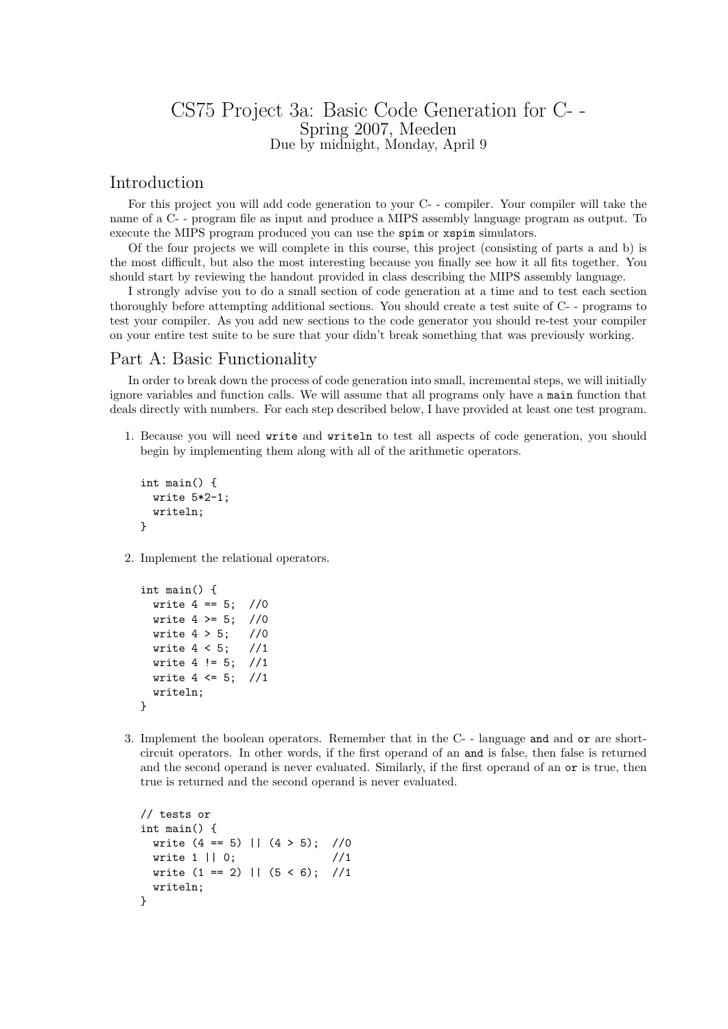# CS75 Project 3a: Basic Code Generation for C- -

Spring 2007, Meeden

Due by midnight, Monday, April 9

## Introduction

For this project you will add code generation to your C- - compiler. Your compiler will take the name of a C- - program file as input and produce a MIPS assembly language program as output. To execute the MIPS program produced you can use the `spim` or `xspim` simulators.

Of the four projects we will complete in this course, this project (consisting of parts a and b) is the most difficult, but also the most interesting because you finally see how it all fits together. You should start by reviewing the handout provided in class describing the MIPS assembly language.

I strongly advise you to do a small section of code generation at a time and to test each section thoroughly before attempting additional sections. You should create a test suite of C- - programs to test your compiler. As you add new sections to the code generator you should re-test your compiler on your entire test suite to be sure that your didn't break something that was previously working.

## Part A: Basic Functionality

In order to break down the process of code generation into small, incremental steps, we will initially ignore variables and function calls. We will assume that all programs only have a `main` function that deals directly with numbers. For each step described below, I have provided at least one test program.

1. Because you will need `write` and `writeln` to test all aspects of code generation, you should begin by implementing them along with all of the arithmetic operators.

```
int main() {
  write 5*2-1;
  writeln;
}
```

2. Implement the relational operators.

```
int main() {
  write 4 == 5;  //0
  write 4 >= 5;  //0
  write 4 > 5;   //0
  write 4 < 5;   //1
  write 4 != 5;  //1
  write 4 <= 5;  //1
  writeln;
}
```

3. Implement the boolean operators. Remember that in the C- - language `and` and `or` are short-circuit operators. In other words, if the first operand of an `and` is false, then false is returned and the second operand is never evaluated. Similarly, if the first operand of an `or` is true, then true is returned and the second operand is never evaluated.

```
// tests or
int main() {
  write (4 == 5) || (4 > 5);  //0
  write 1 || 0;               //1
  write (1 == 2) || (5 < 6);  //1
  writeln;
}
```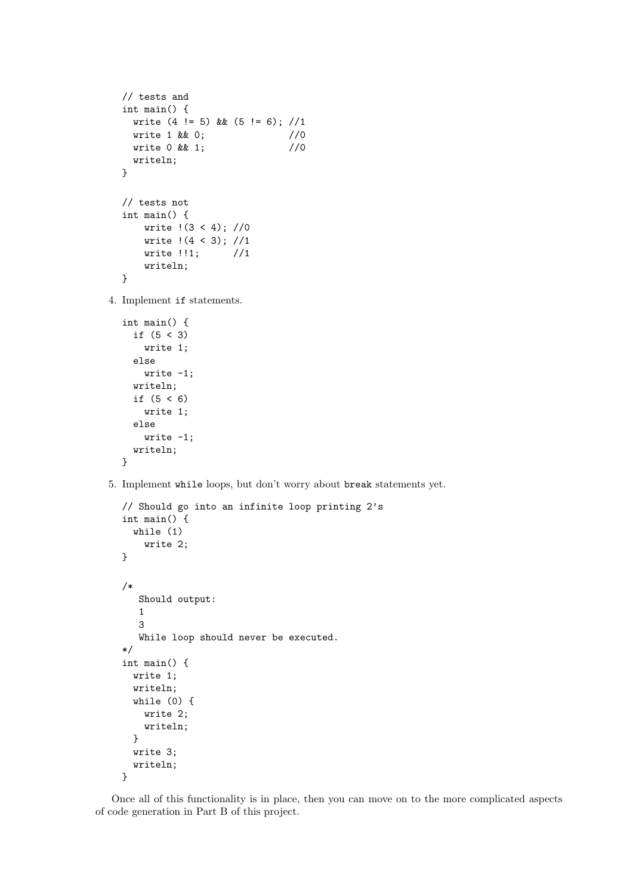```
// tests and
int main() {
  write (4 != 5) && (5 != 6); //1
  write 1 && 0;               //0
  write 0 && 1;               //0
  writeln;
}

// tests not
int main() {
    write !(3 < 4); //0
    write !(4 < 3); //1
    write !!1;      //1
    writeln;
}
```

4. Implement `if` statements.

```
int main() {
  if (5 < 3)
    write 1;
  else
    write -1;
  writeln;
  if (5 < 6)
    write 1;
  else
    write -1;
  writeln;
}
```

5. Implement `while` loops, but don't worry about `break` statements yet.

```
// Should go into an infinite loop printing 2's
int main() {
  while (1)
    write 2;
}

/*
   Should output:
   1
   3
   While loop should never be executed.
*/
int main() {
  write 1;
  writeln;
  while (0) {
    write 2;
    writeln;
  }
  write 3;
  writeln;
}
```

Once all of this functionality is in place, then you can move on to the more complicated aspects of code generation in Part B of this project.